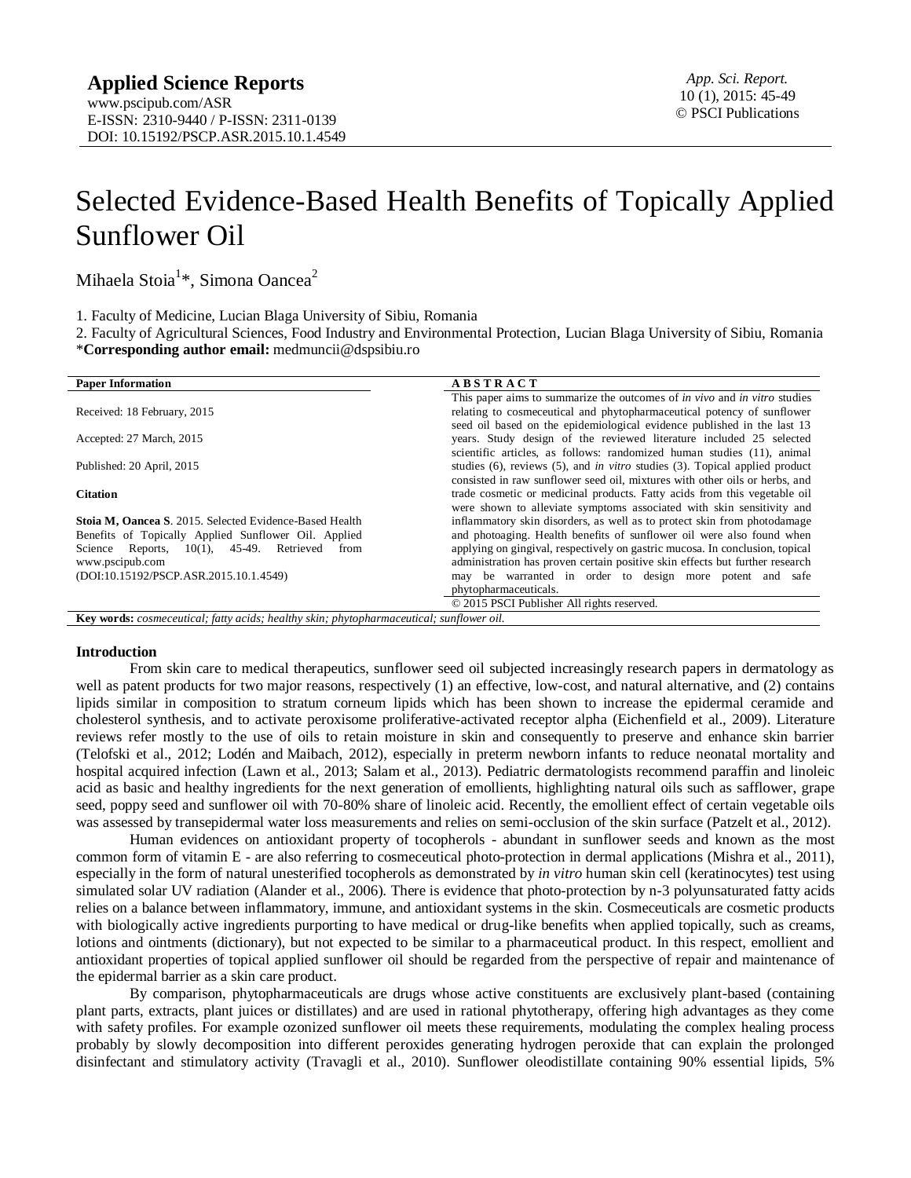**Applied Science Reports**
www.pscipub.com/ASR
E-ISSN: 2310-9440 / P-ISSN: 2311-0139
DOI: 10.15192/PSCP.ASR.2015.10.1.4549

*App. Sci. Report.*
10 (1), 2015: 45-49
© PSCI Publications

# Selected Evidence-Based Health Benefits of Topically Applied Sunflower Oil

Mihaela Stoia[1]*, Simona Oancea[2]

1. Faculty of Medicine, Lucian Blaga University of Sibiu, Romania
2. Faculty of Agricultural Sciences, Food Industry and Environmental Protection, Lucian Blaga University of Sibiu, Romania

***Corresponding author email:** medmuncii@dspsibiu.ro

**Paper Information**

Received: 18 February, 2015

Accepted: 27 March, 2015

Published: 20 April, 2015

**Citation**

**Stoia M, Oancea S**. 2015. Selected Evidence-Based Health Benefits of Topically Applied Sunflower Oil. Applied Science Reports, 10(1), 45-49. Retrieved from www.pscipub.com (DOI:10.15192/PSCP.ASR.2015.10.1.4549)

**A B S T R A C T**

This paper aims to summarize the outcomes of *in vivo* and *in vitro* studies relating to cosmeceutical and phytopharmaceutical potency of sunflower seed oil based on the epidemiological evidence published in the last 13 years. Study design of the reviewed literature included 25 selected scientific articles, as follows: randomized human studies (11), animal studies (6), reviews (5), and *in vitro* studies (3). Topical applied product consisted in raw sunflower seed oil, mixtures with other oils or herbs, and trade cosmetic or medicinal products. Fatty acids from this vegetable oil were shown to alleviate symptoms associated with skin sensitivity and inflammatory skin disorders, as well as to protect skin from photodamage and photoaging. Health benefits of sunflower oil were also found when applying on gingival, respectively on gastric mucosa. In conclusion, topical administration has proven certain positive skin effects but further research may be warranted in order to design more potent and safe phytopharmaceuticals.

© 2015 PSCI Publisher All rights reserved.

**Key words:** *cosmeceutical; fatty acids; healthy skin; phytopharmaceutical; sunflower oil.*

## Introduction

From skin care to medical therapeutics, sunflower seed oil subjected increasingly research papers in dermatology as well as patent products for two major reasons, respectively (1) an effective, low-cost, and natural alternative, and (2) contains lipids similar in composition to stratum corneum lipids which has been shown to increase the epidermal ceramide and cholesterol synthesis, and to activate peroxisome proliferative-activated receptor alpha (Eichenfield et al., 2009). Literature reviews refer mostly to the use of oils to retain moisture in skin and consequently to preserve and enhance skin barrier (Telofski et al., 2012; Lodén and Maibach, 2012), especially in preterm newborn infants to reduce neonatal mortality and hospital acquired infection (Lawn et al., 2013; Salam et al., 2013). Pediatric dermatologists recommend paraffin and linoleic acid as basic and healthy ingredients for the next generation of emollients, highlighting natural oils such as safflower, grape seed, poppy seed and sunflower oil with 70-80% share of linoleic acid. Recently, the emollient effect of certain vegetable oils was assessed by transepidermal water loss measurements and relies on semi-occlusion of the skin surface (Patzelt et al., 2012).

Human evidences on antioxidant property of tocopherols - abundant in sunflower seeds and known as the most common form of vitamin E - are also referring to cosmeceutical photo-protection in dermal applications (Mishra et al., 2011), especially in the form of natural unesterified tocopherols as demonstrated by *in vitro* human skin cell (keratinocytes) test using simulated solar UV radiation (Alander et al., 2006). There is evidence that photo-protection by n-3 polyunsaturated fatty acids relies on a balance between inflammatory, immune, and antioxidant systems in the skin. Cosmeceuticals are cosmetic products with biologically active ingredients purporting to have medical or drug-like benefits when applied topically, such as creams, lotions and ointments (dictionary), but not expected to be similar to a pharmaceutical product. In this respect, emollient and antioxidant properties of topical applied sunflower oil should be regarded from the perspective of repair and maintenance of the epidermal barrier as a skin care product.

By comparison, phytopharmaceuticals are drugs whose active constituents are exclusively plant-based (containing plant parts, extracts, plant juices or distillates) and are used in rational phytotherapy, offering high advantages as they come with safety profiles. For example ozonized sunflower oil meets these requirements, modulating the complex healing process probably by slowly decomposition into different peroxides generating hydrogen peroxide that can explain the prolonged disinfectant and stimulatory activity (Travagli et al., 2010). Sunflower oleodistillate containing 90% essential lipids, 5%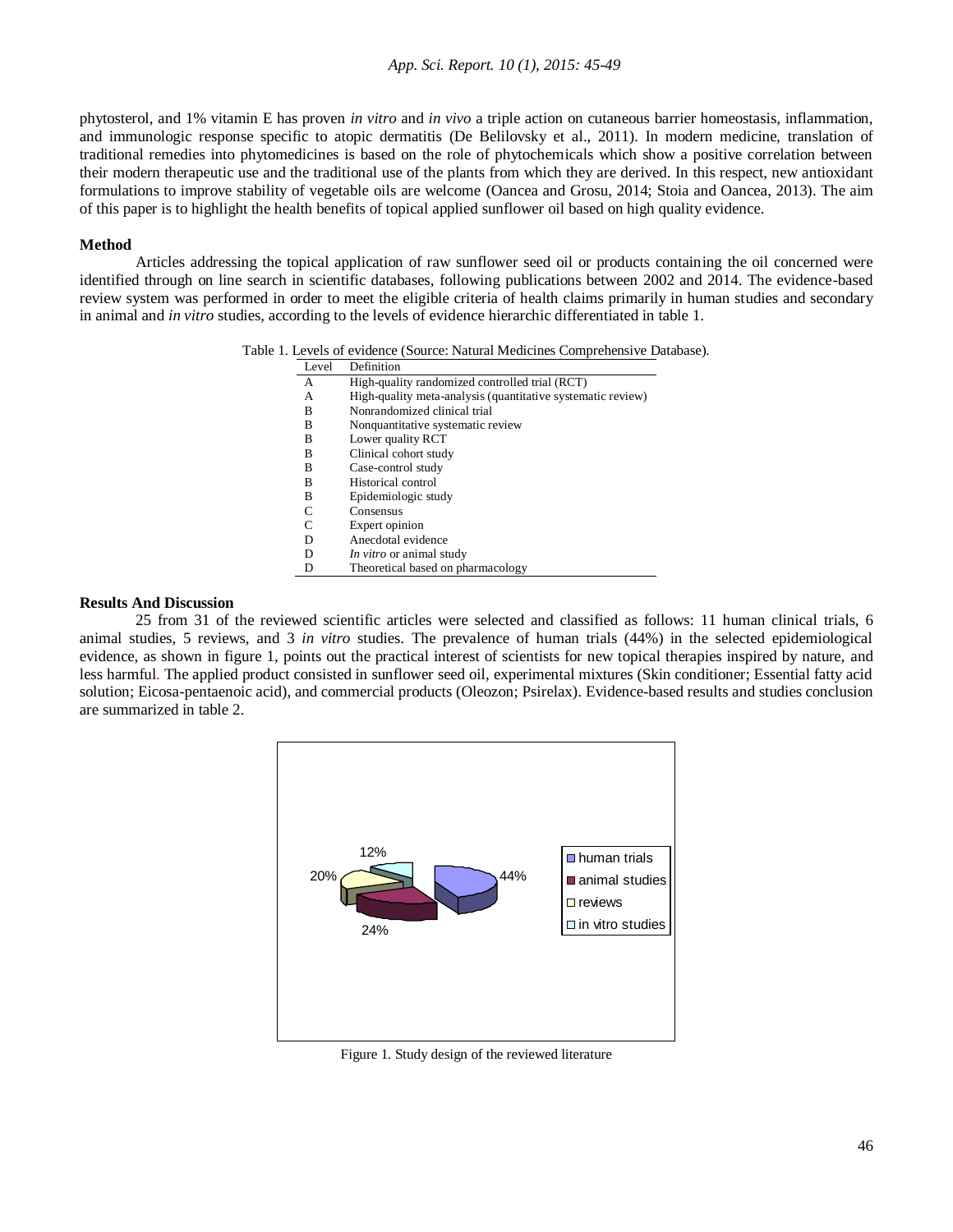phytosterol, and 1% vitamin E has proven *in vitro* and *in vivo* a triple action on cutaneous barrier homeostasis, inflammation, and immunologic response specific to atopic dermatitis (De Belilovsky et al., 2011). In modern medicine, translation of traditional remedies into phytomedicines is based on the role of phytochemicals which show a positive correlation between their modern therapeutic use and the traditional use of the plants from which they are derived. In this respect, new antioxidant formulations to improve stability of vegetable oils are welcome (Oancea and Grosu, 2014; Stoia and Oancea, 2013). The aim of this paper is to highlight the health benefits of topical applied sunflower oil based on high quality evidence.

## Method

Articles addressing the topical application of raw sunflower seed oil or products containing the oil concerned were identified through on line search in scientific databases, following publications between 2002 and 2014. The evidence-based review system was performed in order to meet the eligible criteria of health claims primarily in human studies and secondary in animal and *in vitro* studies, according to the levels of evidence hierarchic differentiated in table 1.

Table 1. Levels of evidence (Source: Natural Medicines Comprehensive Database).

| Level | Definition |
|---|---|
| A | High-quality randomized controlled trial (RCT) |
| A | High-quality meta-analysis (quantitative systematic review) |
| B | Nonrandomized clinical trial |
| B | Nonquantitative systematic review |
| B | Lower quality RCT |
| B | Clinical cohort study |
| B | Case-control study |
| B | Historical control |
| B | Epidemiologic study |
| C | Consensus |
| C | Expert opinion |
| D | Anecdotal evidence |
| D | *In vitro* or animal study |
| D | Theoretical based on pharmacology |

## Results And Discussion

25 from 31 of the reviewed scientific articles were selected and classified as follows: 11 human clinical trials, 6 animal studies, 5 reviews, and 3 *in vitro* studies. The prevalence of human trials (44%) in the selected epidemiological evidence, as shown in figure 1, points out the practical interest of scientists for new topical therapies inspired by nature, and less harmful. The applied product consisted in sunflower seed oil, experimental mixtures (Skin conditioner; Essential fatty acid solution; Eicosa-pentaenoic acid), and commercial products (Oleozon; Psirelax). Evidence-based results and studies conclusion are summarized in table 2.

Figure 1. Study design of the reviewed literature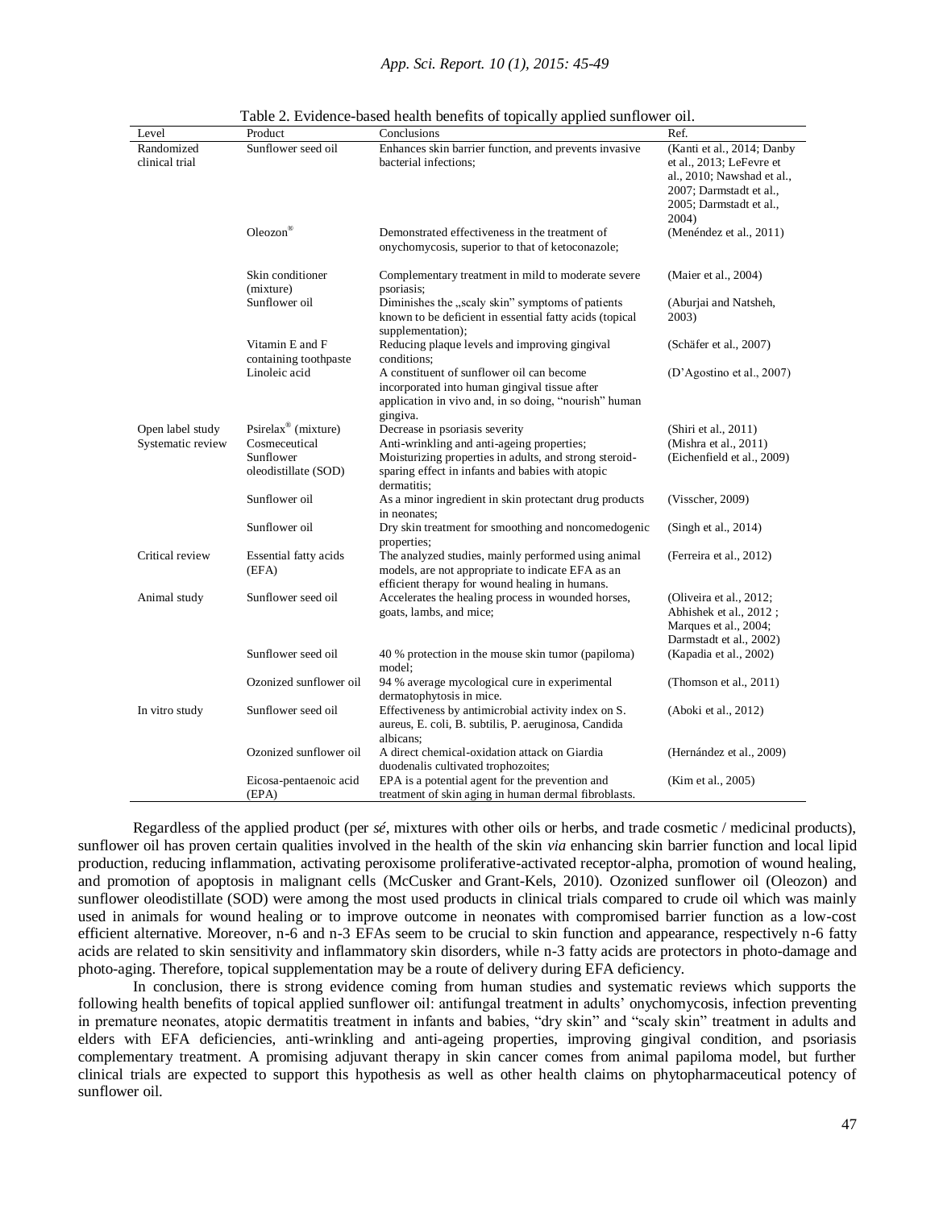Table 2. Evidence-based health benefits of topically applied sunflower oil.

| Level | Product | Conclusions | Ref. |
|---|---|---|---|
| Randomized clinical trial | Sunflower seed oil | Enhances skin barrier function, and prevents invasive bacterial infections; | (Kanti et al., 2014; Danby et al., 2013; LeFevre et al., 2010; Nawshad et al., 2007; Darmstadt et al., 2005; Darmstadt et al., 2004) |
| | Oleozon® | Demonstrated effectiveness in the treatment of onychomycosis, superior to that of ketoconazole; | (Menéndez et al., 2011) |
| | Skin conditioner (mixture) | Complementary treatment in mild to moderate severe psoriasis; | (Maier et al., 2004) |
| | Sunflower oil | Diminishes the „scaly skin" symptoms of patients known to be deficient in essential fatty acids (topical supplementation); | (Aburjai and Natsheh, 2003) |
| | Vitamin E and F containing toothpaste | Reducing plaque levels and improving gingival conditions; | (Schäfer et al., 2007) |
| | Linoleic acid | A constituent of sunflower oil can become incorporated into human gingival tissue after application in vivo and, in so doing, "nourish" human gingiva. | (D'Agostino et al., 2007) |
| Open label study | Psirelax® (mixture) | Decrease in psoriasis severity | (Shiri et al., 2011) |
| Systematic review | Cosmeceutical | Anti-wrinkling and anti-ageing properties; | (Mishra et al., 2011) |
| | Sunflower oleodistillate (SOD) | Moisturizing properties in adults, and strong steroid-sparing effect in infants and babies with atopic dermatitis; | (Eichenfield et al., 2009) |
| | Sunflower oil | As a minor ingredient in skin protectant drug products in neonates; | (Visscher, 2009) |
| | Sunflower oil | Dry skin treatment for smoothing and noncomedogenic properties; | (Singh et al., 2014) |
| Critical review | Essential fatty acids (EFA) | The analyzed studies, mainly performed using animal models, are not appropriate to indicate EFA as an efficient therapy for wound healing in humans. | (Ferreira et al., 2012) |
| Animal study | Sunflower seed oil | Accelerates the healing process in wounded horses, goats, lambs, and mice; | (Oliveira et al., 2012; Abhishek et al., 2012 ; Marques et al., 2004; Darmstadt et al., 2002) |
| | Sunflower seed oil | 40 % protection in the mouse skin tumor (papiloma) model; | (Kapadia et al., 2002) |
| | Ozonized sunflower oil | 94 % average mycological cure in experimental dermatophytosis in mice. | (Thomson et al., 2011) |
| In vitro study | Sunflower seed oil | Effectiveness by antimicrobial activity index on S. aureus, E. coli, B. subtilis, P. aeruginosa, Candida albicans; | (Aboki et al., 2012) |
| | Ozonized sunflower oil | A direct chemical-oxidation attack on Giardia duodenalis cultivated trophozoites; | (Hernández et al., 2009) |
| | Eicosa-pentaenoic acid (EPA) | EPA is a potential agent for the prevention and treatment of skin aging in human dermal fibroblasts. | (Kim et al., 2005) |

Regardless of the applied product (per *sé*, mixtures with other oils or herbs, and trade cosmetic / medicinal products), sunflower oil has proven certain qualities involved in the health of the skin *via* enhancing skin barrier function and local lipid production, reducing inflammation, activating peroxisome proliferative-activated receptor-alpha, promotion of wound healing, and promotion of apoptosis in malignant cells (McCusker and Grant-Kels, 2010). Ozonized sunflower oil (Oleozon) and sunflower oleodistillate (SOD) were among the most used products in clinical trials compared to crude oil which was mainly used in animals for wound healing or to improve outcome in neonates with compromised barrier function as a low-cost efficient alternative. Moreover, n-6 and n-3 EFAs seem to be crucial to skin function and appearance, respectively n-6 fatty acids are related to skin sensitivity and inflammatory skin disorders, while n-3 fatty acids are protectors in photo-damage and photo-aging. Therefore, topical supplementation may be a route of delivery during EFA deficiency.

In conclusion, there is strong evidence coming from human studies and systematic reviews which supports the following health benefits of topical applied sunflower oil: antifungal treatment in adults' onychomycosis, infection preventing in premature neonates, atopic dermatitis treatment in infants and babies, "dry skin" and "scaly skin" treatment in adults and elders with EFA deficiencies, anti-wrinkling and anti-ageing properties, improving gingival condition, and psoriasis complementary treatment. A promising adjuvant therapy in skin cancer comes from animal papiloma model, but further clinical trials are expected to support this hypothesis as well as other health claims on phytopharmaceutical potency of sunflower oil.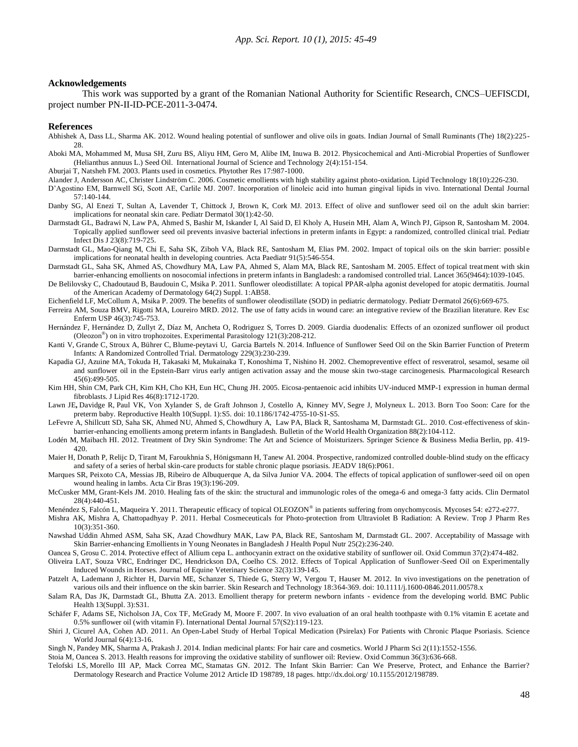**Acknowledgements**

This work was supported by a grant of the Romanian National Authority for Scientific Research, CNCS–UEFISCDI, project number PN-II-ID-PCE-2011-3-0474.

**References**

Abhishek A, Dass LL, Sharma AK. 2012. Wound healing potential of sunflower and olive oils in goats. Indian Journal of Small Ruminants (The) 18(2):225-28.

Aboki MA, Mohammed M, Musa SH, Zuru BS, Aliyu HM, Gero M, Alibe IM, Inuwa B. 2012. Physicochemical and Anti-Microbial Properties of Sunflower (Helianthus annuus L.) Seed Oil. International Journal of Science and Technology 2(4):151-154.

Aburjai T, Natsheh FM. 2003. Plants used in cosmetics. Phytother Res 17:987-1000.

Alander J, Andersson AC, Christer Lindström C. 2006. Cosmetic emollients with high stability against photo-oxidation. Lipid Technology 18(10):226-230.

D'Agostino EM, Barnwell SG, Scott AE, Carlile MJ. 2007. Incorporation of linoleic acid into human gingival lipids in vivo. International Dental Journal 57:140-144.

Danby SG, Al Enezi T, Sultan A, Lavender T, Chittock J, Brown K, Cork MJ. 2013. Effect of olive and sunflower seed oil on the adult skin barrier: implications for neonatal skin care. Pediatr Dermatol 30(1):42-50.

Darmstadt GL, Badrawi N, Law PA, Ahmed S, Bashir M, Iskander I, Al Said D, El Kholy A, Husein MH, Alam A, Winch PJ, Gipson R, Santosham M. 2004. Topically applied sunflower seed oil prevents invasive bacterial infections in preterm infants in Egypt: a randomized, controlled clinical trial. Pediatr Infect Dis J 23(8):719-725.

Darmstadt GL, Mao-Qiang M, Chi E, Saha SK, Ziboh VA, Black RE, Santosham M, Elias PM. 2002. Impact of topical oils on the skin barrier: possible implications for neonatal health in developing countries. Acta Paediatr 91(5):546-554.

Darmstadt GL, Saha SK, Ahmed AS, Chowdhury MA, Law PA, Ahmed S, Alam MA, Black RE, Santosham M. 2005. Effect of topical treatment with skin barrier-enhancing emollients on nosocomial infections in preterm infants in Bangladesh: a randomised controlled trial. Lancet 365(9464):1039-1045.

De Belilovsky C, Chadoutaud B, Baudouin C, Msika P. 2011. Sunflower oleodistillate: A topical PPAR-alpha agonist developed for atopic dermatitis. Journal of the American Academy of Dermatology 64(2) Suppl. 1:AB58.

Eichenfield LF, McCollum A, Msika P. 2009. The benefits of sunflower oleodistillate (SOD) in pediatric dermatology. Pediatr Dermatol 26(6):669-675.

Ferreira AM, Souza BMV, Rigotti MA, Loureiro MRD. 2012. The use of fatty acids in wound care: an integrative review of the Brazilian literature. Rev Esc Enferm USP 46(3):745-753.

Hernández F, Hernández D, Zullyt Z, Díaz M, Ancheta O, Rodriguez S, Torres D. 2009. Giardia duodenalis: Effects of an ozonized sunflower oil product (Oleozon®) on in vitro trophozoites. Experimental Parasitology 121(3):208-212.

Kanti V, Grande C, Stroux A, Bührer C, Blume-peytavi U, Garcia Bartels N. 2014. Influence of Sunflower Seed Oil on the Skin Barrier Function of Preterm Infants: A Randomized Controlled Trial. Dermatology 229(3):230-239.

Kapadia GJ, Azuine MA, Tokuda H, Takasaki M, Mukainaka T, Konoshima T, Nishino H. 2002. Chemopreventive effect of resveratrol, sesamol, sesame oil and sunflower oil in the Epstein-Barr virus early antigen activation assay and the mouse skin two-stage carcinogenesis. Pharmacological Research 45(6):499-505.

Kim HH, Shin CM, Park CH, Kim KH, Cho KH, Eun HC, Chung JH. 2005. Eicosa-pentaenoic acid inhibits UV-induced MMP-1 expression in human dermal fibroblasts. J Lipid Res 46(8):1712-1720.

Lawn JE, Davidge R, Paul VK, Von Xylander S, de Graft Johnson J, Costello A, Kinney MV, Segre J, Molyneux L. 2013. Born Too Soon: Care for the preterm baby. Reproductive Health 10(Suppl. 1):S5. doi: 10.1186/1742-4755-10-S1-S5.

LeFevre A, Shillcutt SD, Saha SK, Ahmed NU, Ahmed S, Chowdhury A, Law PA, Black R, Santoshama M, Darmstadt GL. 2010. Cost-effectiveness of skin-barrier-enhancing emollients among preterm infants in Bangladesh. Bulletin of the World Health Organization 88(2):104-112.

Lodén M, Maibach HI. 2012. Treatment of Dry Skin Syndrome: The Art and Science of Moisturizers. Springer Science & Business Media Berlin, pp. 419-420.

Maier H, Donath P, Relijc D, Tirant M, Faroukhnia S, Hönigsmann H, Tanew AI. 2004. Prospective, randomized controlled double-blind study on the efficacy and safety of a series of herbal skin-care products for stable chronic plaque psoriasis. JEADV 18(6):P061.

Marques SR, Peixoto CA, Messias JB, Ribeiro de Albuquerque A, da Silva Junior VA. 2004. The effects of topical application of sunflower-seed oil on open wound healing in lambs. Acta Cir Bras 19(3):196-209.

McCusker MM, Grant-Kels JM. 2010. Healing fats of the skin: the structural and immunologic roles of the omega-6 and omega-3 fatty acids. Clin Dermatol 28(4):440-451.

Menéndez S, Falcón L, Maqueira Y. 2011. Therapeutic efficacy of topical OLEOZON® in patients suffering from onychomycosis. Mycoses 54: e272-e277.

Mishra AK, Mishra A, Chattopadhyay P. 2011. Herbal Cosmeceuticals for Photo-protection from Ultraviolet B Radiation: A Review. Trop J Pharm Res 10(3):351-360.

Nawshad Uddin Ahmed ASM, Saha SK, Azad Chowdhury MAK, Law PA, Black RE, Santosham M, Darmstadt GL. 2007. Acceptability of Massage with Skin Barrier-enhancing Emollients in Young Neonates in Bangladesh J Health Popul Nutr 25(2):236-240.

Oancea S, Grosu C. 2014. Protective effect of Allium cepa L. anthocyanin extract on the oxidative stability of sunflower oil. Oxid Commun 37(2):474-482.

Oliveira LAT, Souza VRC, Endringer DC, Hendrickson DA, Coelho CS. 2012. Effects of Topical Application of Sunflower-Seed Oil on Experimentally Induced Wounds in Horses. Journal of Equine Veterinary Science 32(3):139-145.

Patzelt A, Lademann J, Richter H, Darvin ME, Schanzer S, Thiede G, Sterry W, Vergou T, Hauser M. 2012. In vivo investigations on the penetration of various oils and their influence on the skin barrier. Skin Research and Technology 18:364-369. doi: 10.1111/j.1600-0846.2011.00578.x

Salam RA, Das JK, Darmstadt GL, Bhutta ZA. 2013. Emollient therapy for preterm newborn infants - evidence from the developing world. BMC Public Health 13(Suppl. 3):S31.

Schäfer F, Adams SE, Nicholson JA, Cox TF, McGrady M, Moore F. 2007. In vivo evaluation of an oral health toothpaste with 0.1% vitamin E acetate and 0.5% sunflower oil (with vitamin F). International Dental Journal 57(S2):119-123.

Shiri J, Cicurel AA, Cohen AD. 2011. An Open-Label Study of Herbal Topical Medication (Psirelax) For Patients with Chronic Plaque Psoriasis. Science World Journal 6(4):13-16.

Singh N, Pandey MK, Sharma A, Prakash J. 2014. Indian medicinal plants: For hair care and cosmetics. World J Pharm Sci 2(11):1552-1556.

Stoia M, Oancea S. 2013. Health reasons for improving the oxidative stability of sunflower oil: Review. Oxid Commun 36(3):636-668.

Telofski LS, Morello III AP, Mack Correa MC, Stamatas GN. 2012. The Infant Skin Barrier: Can We Preserve, Protect, and Enhance the Barrier? Dermatology Research and Practice Volume 2012 Article ID 198789, 18 pages. http://dx.doi.org/ 10.1155/2012/198789.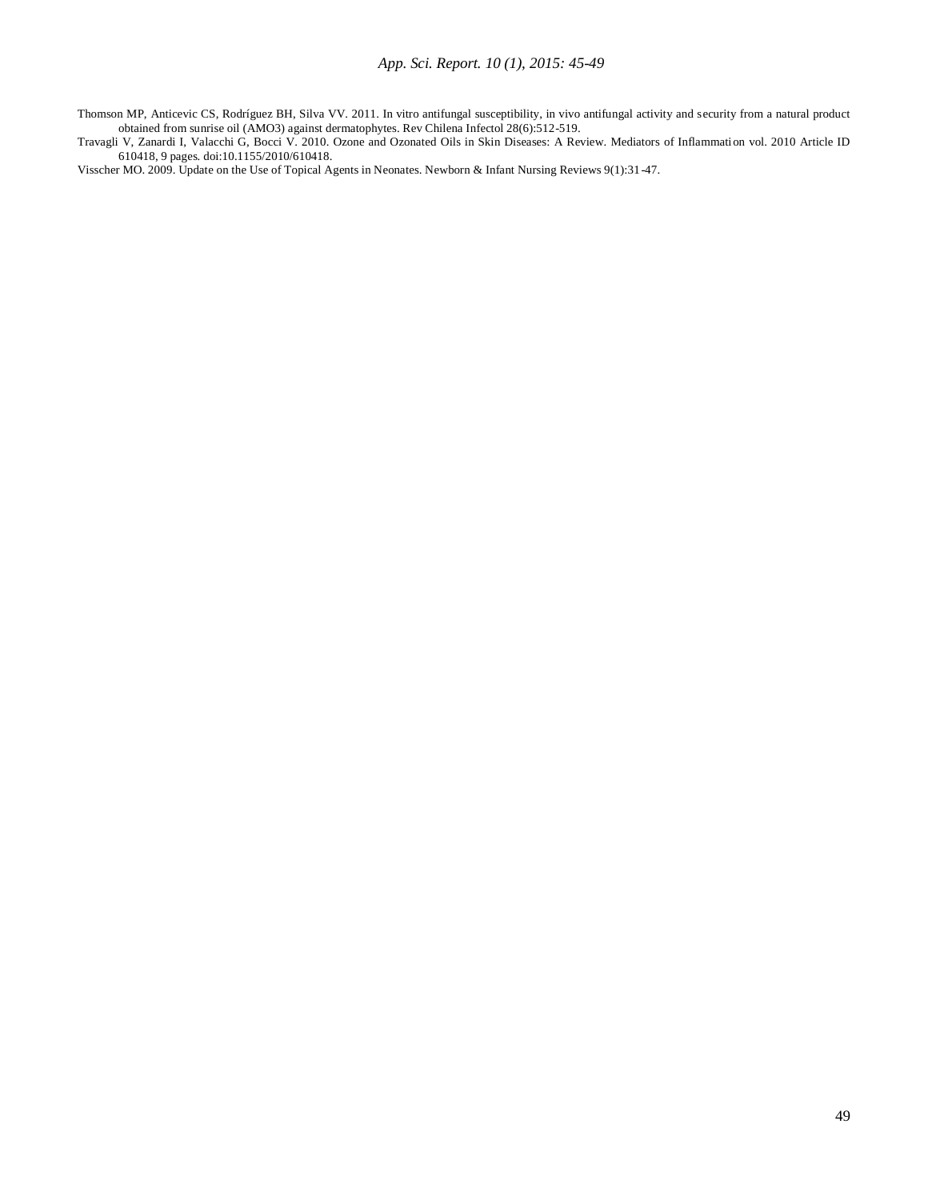Thomson MP, Anticevic CS, Rodríguez BH, Silva VV. 2011. In vitro antifungal susceptibility, in vivo antifungal activity and security from a natural product obtained from sunrise oil (AMO3) against dermatophytes. Rev Chilena Infectol 28(6):512-519.

Travagli V, Zanardi I, Valacchi G, Bocci V. 2010. Ozone and Ozonated Oils in Skin Diseases: A Review. Mediators of Inflammation vol. 2010 Article ID 610418, 9 pages. doi:10.1155/2010/610418.

Visscher MO. 2009. Update on the Use of Topical Agents in Neonates. Newborn & Infant Nursing Reviews 9(1):31-47.